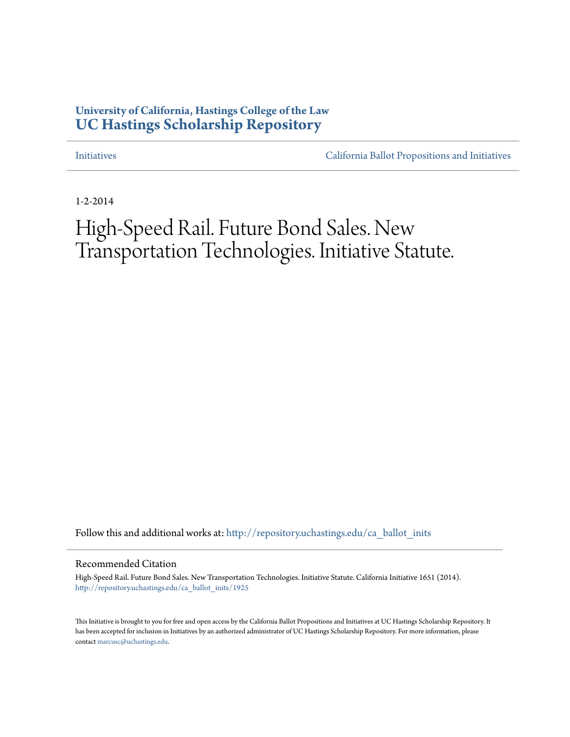**University of California, Hastings College of the Law**
**UC Hastings Scholarship Repository**

Initiatives | California Ballot Propositions and Initiatives

1-2-2014

# High-Speed Rail. Future Bond Sales. New Transportation Technologies. Initiative Statute.

Follow this and additional works at: http://repository.uchastings.edu/ca_ballot_inits

## Recommended Citation

High-Speed Rail. Future Bond Sales. New Transportation Technologies. Initiative Statute. California Initiative 1651 (2014).
http://repository.uchastings.edu/ca_ballot_inits/1925

This Initiative is brought to you for free and open access by the California Ballot Propositions and Initiatives at UC Hastings Scholarship Repository. It has been accepted for inclusion in Initiatives by an authorized administrator of UC Hastings Scholarship Repository. For more information, please contact marcusc@uchastings.edu.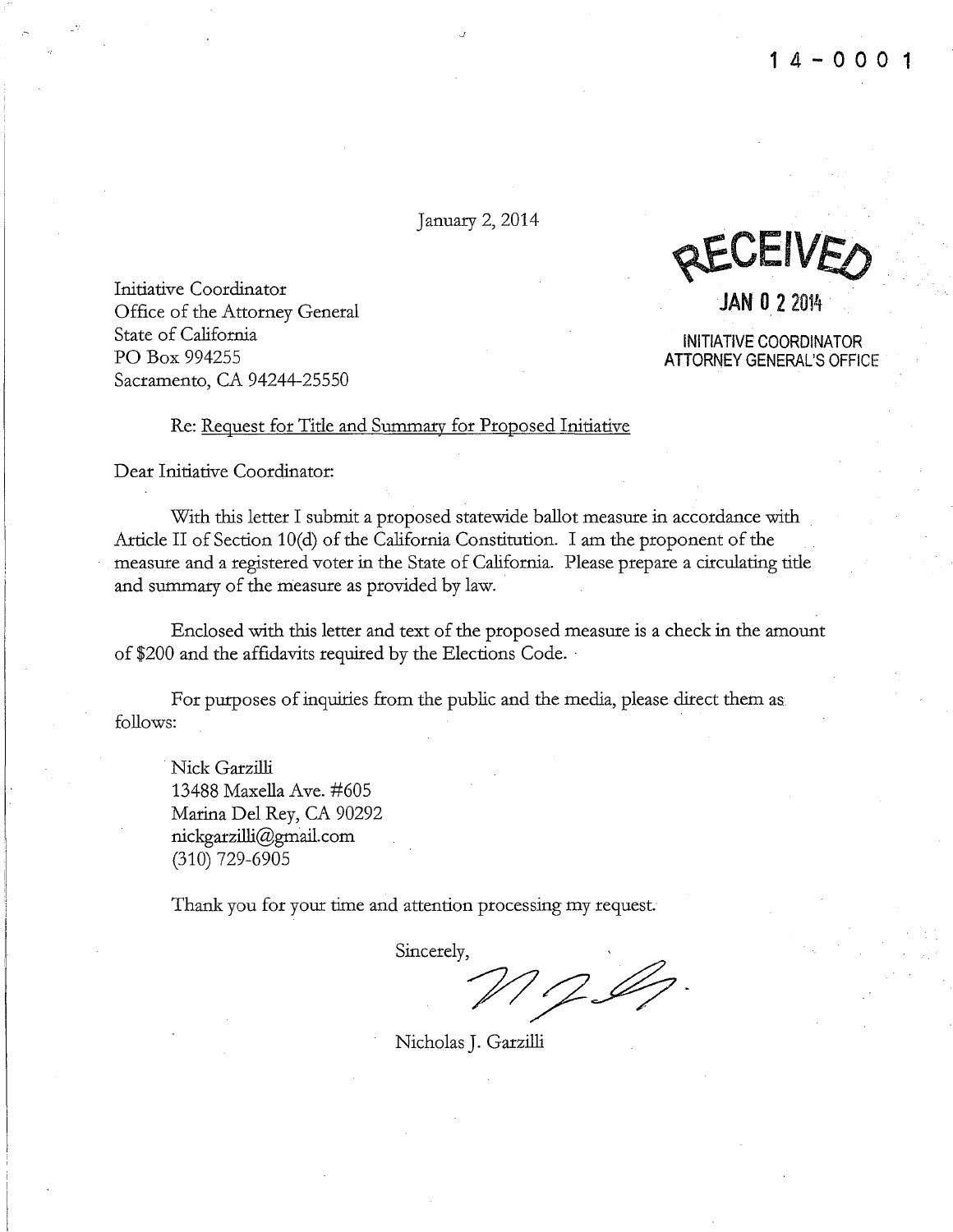14-0001

January 2, 2014

**RECEIVED**

**JAN 02 2014**

**INITIATIVE COORDINATOR**
**ATTORNEY GENERAL'S OFFICE**

Initiative Coordinator
Office of the Attorney General
State of California
PO Box 994255
Sacramento, CA 94244-25550

Re: Request for Title and Summary for Proposed Initiative

Dear Initiative Coordinator:

With this letter I submit a proposed statewide ballot measure in accordance with Article II of Section 10(d) of the California Constitution. I am the proponent of the measure and a registered voter in the State of California. Please prepare a circulating title and summary of the measure as provided by law.

Enclosed with this letter and text of the proposed measure is a check in the amount of $200 and the affidavits required by the Elections Code.

For purposes of inquiries from the public and the media, please direct them as follows:

Nick Garzilli
13488 Maxella Ave. #605
Marina Del Rey, CA 90292
nickgarzilli@gmail.com
(310) 729-6905

Thank you for your time and attention processing my request.

Sincerely,

Nicholas J. Garzilli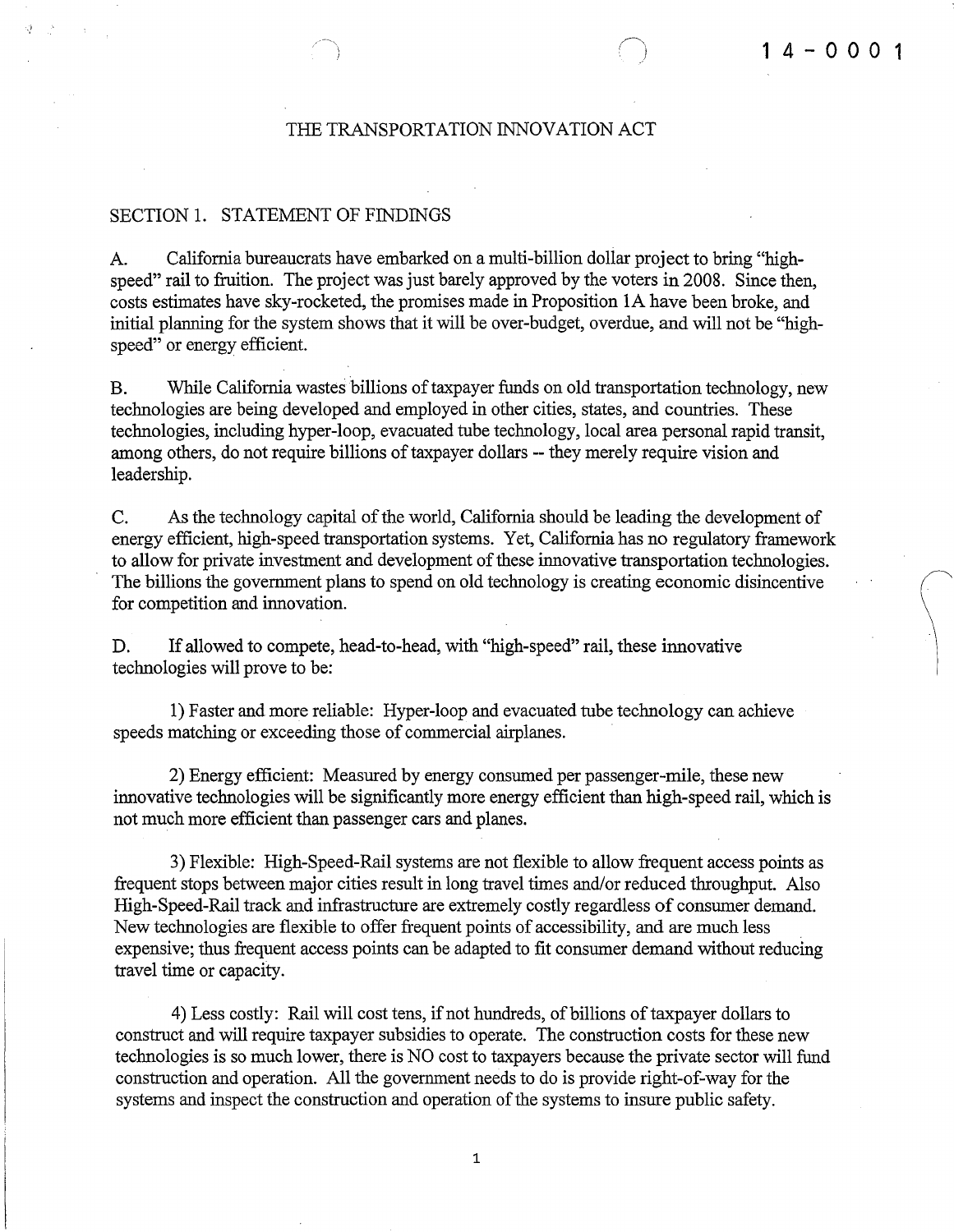14-0001

# THE TRANSPORTATION INNOVATION ACT

## SECTION 1. STATEMENT OF FINDINGS

A. California bureaucrats have embarked on a multi-billion dollar project to bring "high-speed" rail to fruition. The project was just barely approved by the voters in 2008. Since then, costs estimates have sky-rocketed, the promises made in Proposition 1A have been broke, and initial planning for the system shows that it will be over-budget, overdue, and will not be "high-speed" or energy efficient.

B. While California wastes billions of taxpayer funds on old transportation technology, new technologies are being developed and employed in other cities, states, and countries. These technologies, including hyper-loop, evacuated tube technology, local area personal rapid transit, among others, do not require billions of taxpayer dollars -- they merely require vision and leadership.

C. As the technology capital of the world, California should be leading the development of energy efficient, high-speed transportation systems. Yet, California has no regulatory framework to allow for private investment and development of these innovative transportation technologies. The billions the government plans to spend on old technology is creating economic disincentive for competition and innovation.

D. If allowed to compete, head-to-head, with "high-speed" rail, these innovative technologies will prove to be:

1) Faster and more reliable: Hyper-loop and evacuated tube technology can achieve speeds matching or exceeding those of commercial airplanes.

2) Energy efficient: Measured by energy consumed per passenger-mile, these new innovative technologies will be significantly more energy efficient than high-speed rail, which is not much more efficient than passenger cars and planes.

3) Flexible: High-Speed-Rail systems are not flexible to allow frequent access points as frequent stops between major cities result in long travel times and/or reduced throughput. Also High-Speed-Rail track and infrastructure are extremely costly regardless of consumer demand. New technologies are flexible to offer frequent points of accessibility, and are much less expensive; thus frequent access points can be adapted to fit consumer demand without reducing travel time or capacity.

4) Less costly: Rail will cost tens, if not hundreds, of billions of taxpayer dollars to construct and will require taxpayer subsidies to operate. The construction costs for these new technologies is so much lower, there is NO cost to taxpayers because the private sector will fund construction and operation. All the government needs to do is provide right-of-way for the systems and inspect the construction and operation of the systems to insure public safety.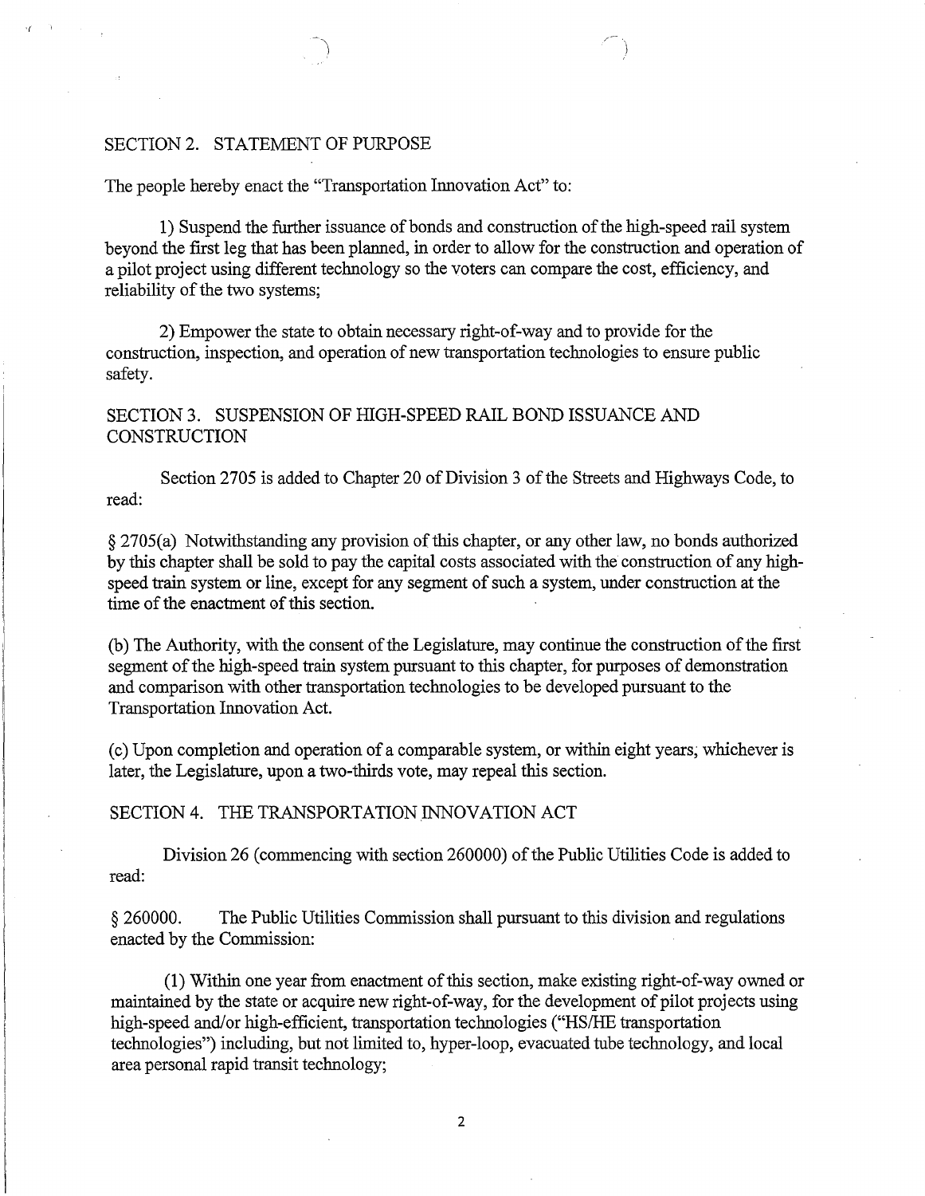## SECTION 2. STATEMENT OF PURPOSE

The people hereby enact the "Transportation Innovation Act" to:

1) Suspend the further issuance of bonds and construction of the high-speed rail system beyond the first leg that has been planned, in order to allow for the construction and operation of a pilot project using different technology so the voters can compare the cost, efficiency, and reliability of the two systems;

2) Empower the state to obtain necessary right-of-way and to provide for the construction, inspection, and operation of new transportation technologies to ensure public safety.

## SECTION 3. SUSPENSION OF HIGH-SPEED RAIL BOND ISSUANCE AND CONSTRUCTION

Section 2705 is added to Chapter 20 of Division 3 of the Streets and Highways Code, to read:

§ 2705(a) Notwithstanding any provision of this chapter, or any other law, no bonds authorized by this chapter shall be sold to pay the capital costs associated with the construction of any high-speed train system or line, except for any segment of such a system, under construction at the time of the enactment of this section.

(b) The Authority, with the consent of the Legislature, may continue the construction of the first segment of the high-speed train system pursuant to this chapter, for purposes of demonstration and comparison with other transportation technologies to be developed pursuant to the Transportation Innovation Act.

(c) Upon completion and operation of a comparable system, or within eight years, whichever is later, the Legislature, upon a two-thirds vote, may repeal this section.

## SECTION 4. THE TRANSPORTATION INNOVATION ACT

Division 26 (commencing with section 260000) of the Public Utilities Code is added to read:

§ 260000. The Public Utilities Commission shall pursuant to this division and regulations enacted by the Commission:

(1) Within one year from enactment of this section, make existing right-of-way owned or maintained by the state or acquire new right-of-way, for the development of pilot projects using high-speed and/or high-efficient, transportation technologies ("HS/HE transportation technologies") including, but not limited to, hyper-loop, evacuated tube technology, and local area personal rapid transit technology;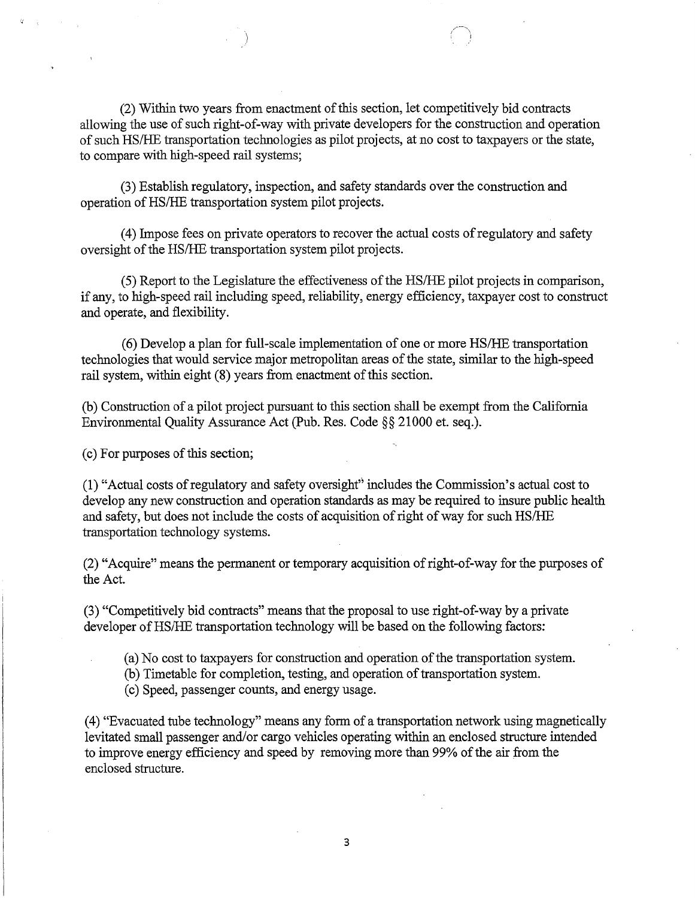(2) Within two years from enactment of this section, let competitively bid contracts allowing the use of such right-of-way with private developers for the construction and operation of such HS/HE transportation technologies as pilot projects, at no cost to taxpayers or the state, to compare with high-speed rail systems;

(3) Establish regulatory, inspection, and safety standards over the construction and operation of HS/HE transportation system pilot projects.

(4) Impose fees on private operators to recover the actual costs of regulatory and safety oversight of the HS/HE transportation system pilot projects.

(5) Report to the Legislature the effectiveness of the HS/HE pilot projects in comparison, if any, to high-speed rail including speed, reliability, energy efficiency, taxpayer cost to construct and operate, and flexibility.

(6) Develop a plan for full-scale implementation of one or more HS/HE transportation technologies that would service major metropolitan areas of the state, similar to the high-speed rail system, within eight (8) years from enactment of this section.

(b) Construction of a pilot project pursuant to this section shall be exempt from the California Environmental Quality Assurance Act (Pub. Res. Code §§ 21000 et. seq.).

(c) For purposes of this section;

(1) "Actual costs of regulatory and safety oversight" includes the Commission's actual cost to develop any new construction and operation standards as may be required to insure public health and safety, but does not include the costs of acquisition of right of way for such HS/HE transportation technology systems.

(2) "Acquire" means the permanent or temporary acquisition of right-of-way for the purposes of the Act.

(3) "Competitively bid contracts" means that the proposal to use right-of-way by a private developer of HS/HE transportation technology will be based on the following factors:

(a) No cost to taxpayers for construction and operation of the transportation system.
(b) Timetable for completion, testing, and operation of transportation system.
(c) Speed, passenger counts, and energy usage.

(4) "Evacuated tube technology" means any form of a transportation network using magnetically levitated small passenger and/or cargo vehicles operating within an enclosed structure intended to improve energy efficiency and speed by removing more than 99% of the air from the enclosed structure.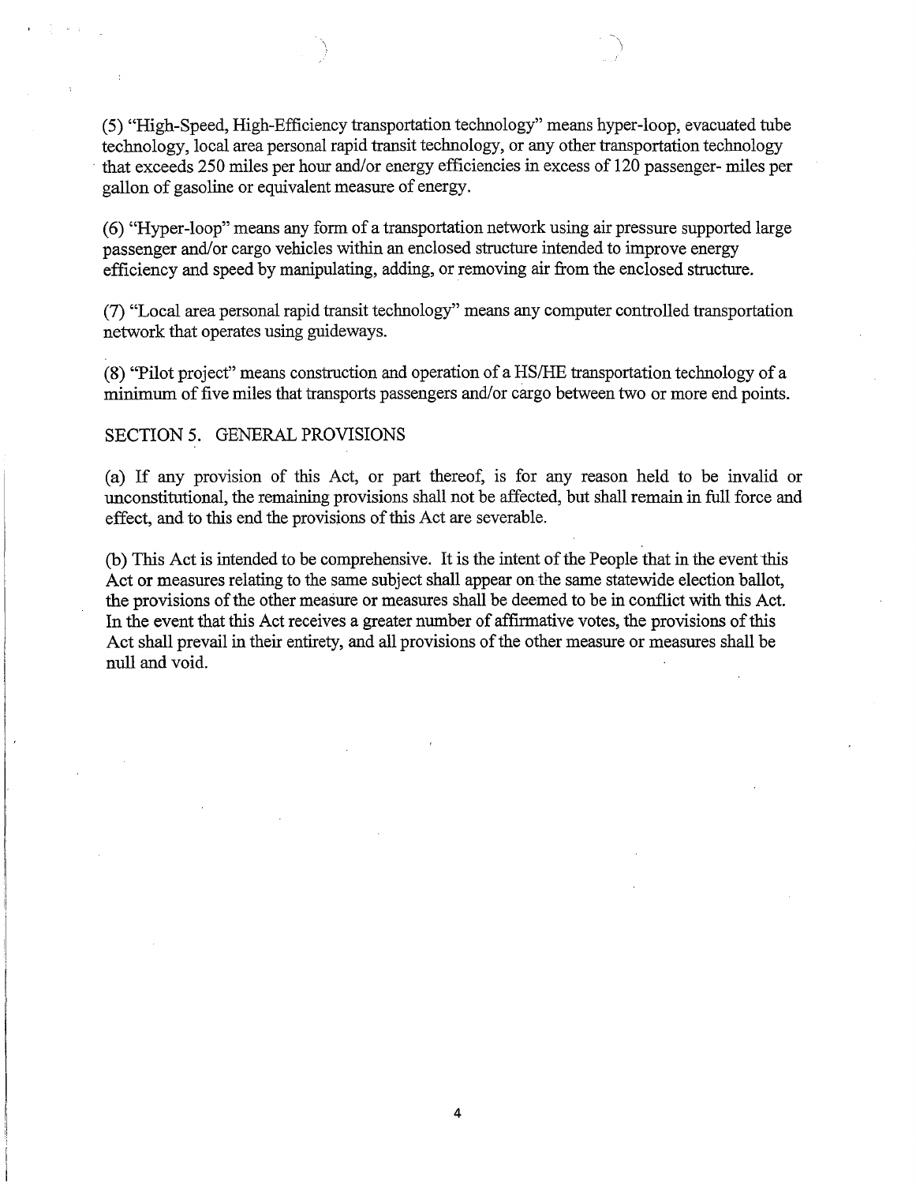(5) "High-Speed, High-Efficiency transportation technology" means hyper-loop, evacuated tube technology, local area personal rapid transit technology, or any other transportation technology that exceeds 250 miles per hour and/or energy efficiencies in excess of 120 passenger- miles per gallon of gasoline or equivalent measure of energy.

(6) "Hyper-loop" means any form of a transportation network using air pressure supported large passenger and/or cargo vehicles within an enclosed structure intended to improve energy efficiency and speed by manipulating, adding, or removing air from the enclosed structure.

(7) "Local area personal rapid transit technology" means any computer controlled transportation network that operates using guideways.

(8) "Pilot project" means construction and operation of a HS/HE transportation technology of a minimum of five miles that transports passengers and/or cargo between two or more end points.

SECTION 5. GENERAL PROVISIONS

(a) If any provision of this Act, or part thereof, is for any reason held to be invalid or unconstitutional, the remaining provisions shall not be affected, but shall remain in full force and effect, and to this end the provisions of this Act are severable.

(b) This Act is intended to be comprehensive. It is the intent of the People that in the event this Act or measures relating to the same subject shall appear on the same statewide election ballot, the provisions of the other measure or measures shall be deemed to be in conflict with this Act. In the event that this Act receives a greater number of affirmative votes, the provisions of this Act shall prevail in their entirety, and all provisions of the other measure or measures shall be null and void.